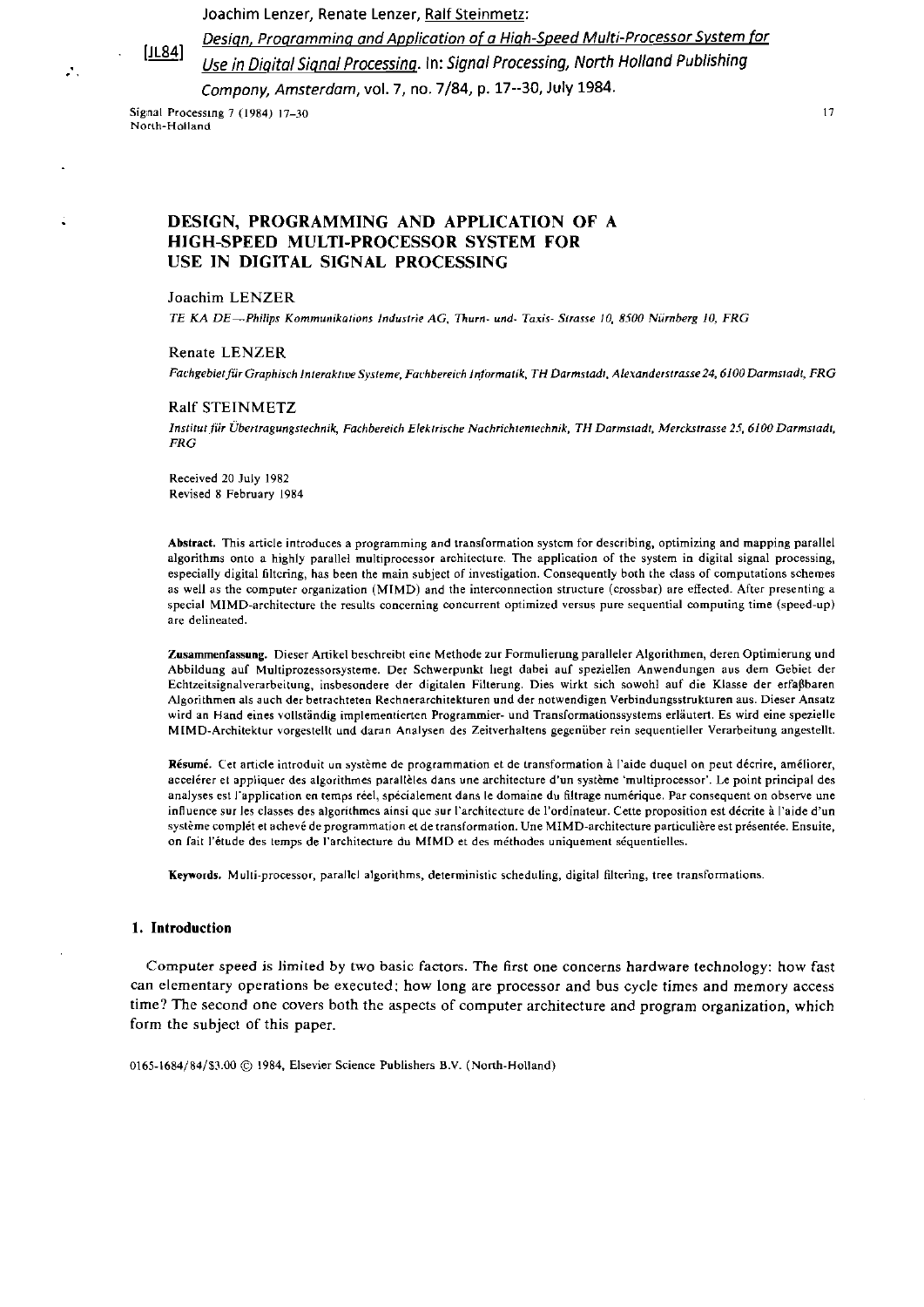Joachim Lenzer, Renate Lenzer, Ralf Steinmetz:

[JL84] *Design, Programming and Application of a High-Speed Multi-Processor System for Use in Digital Signal Processing*. In: *Signal Processing, North Holland Publishing Compony, Amsterdam*, vol. 7, no. 7/84, p. 17--30, July 1984.

# DESIGN, PROGRAMMING AND APPLICATION OF A HIGH-SPEED MULTI-PROCESSOR SYSTEM FOR USE IN DIGITAL SIGNAL PROCESSING

Joachim LENZER

*TE KA DE—Philips Kommunikations Industrie AG, Thurn- und- Taxis- Strasse 10, 8500 Nürnberg 10, FRG*

Renate LENZER

*Fachgebiet für Graphisch Interaktive Systeme, Fachbereich Informatik, TH Darmstadt, Alexanderstrasse 24, 6100 Darmstadt, FRG*

Ralf STEINMETZ

*Institut für Übertragungstechnik, Fachbereich Elektrische Nachrichtentechnik, TH Darmstadt, Merckstrasse 25, 6100 Darmstadt, FRG*

Received 20 July 1982
Revised 8 February 1984

**Abstract.** This article introduces a programming and transformation system for describing, optimizing and mapping parallel algorithms onto a highly parallel multiprocessor architecture. The application of the system in digital signal processing, especially digital filtering, has been the main subject of investigation. Consequently both the class of computations schemes as well as the computer organization (MIMD) and the interconnection structure (crossbar) are effected. After presenting a special MIMD-architecture the results concerning concurrent optimized versus pure sequential computing time (speed-up) are delineated.

**Zusammenfassung.** Dieser Artikel beschreibt eine Methode zur Formulierung paralleler Algorithmen, deren Optimierung und Abbildung auf Multiprozessorsysteme. Der Schwerpunkt liegt dabei auf speziellen Anwendungen aus dem Gebiet der Echtzeitsignalverarbeitung, insbesondere der digitalen Filterung. Dies wirkt sich sowohl auf die Klasse der erfaßbaren Algorithmen als auch der betrachteten Rechnerarchitekturen und der notwendigen Verbindungsstrukturen aus. Dieser Ansatz wird an Hand eines vollständig implementierten Programmier- und Transformationssystems erläutert. Es wird eine spezielle MIMD-Architektur vorgestellt und daran Analysen des Zeitverhaltens gegenüber rein sequentieller Verarbeitung angestellt.

**Résumé.** Cet article introduit un système de programmation et de transformation à l'aide duquel on peut décrire, améliorer, accelérer et appliquer des algorithmes parallèles dans une architecture d'un système 'multiprocessor'. Le point principal des analyses est l'application en temps réel, spécialement dans le domaine du filtrage numérique. Par consequent on observe une influence sur les classes des algorithmes ainsi que sur l'architecture de l'ordinateur. Cette proposition est décrite à l'aide d'un système complét et achevé de programmation et de transformation. Une MIMD-architecture particulière est présentée. Ensuite, on fait l'étude des temps de l'architecture du MIMD et des méthodes uniquement séquentielles.

**Keywords.** Multi-processor, parallel algorithms, deterministic scheduling, digital filtering, tree transformations.

## 1. Introduction

Computer speed is limited by two basic factors. The first one concerns hardware technology: how fast can elementary operations be executed; how long are processor and bus cycle times and memory access time? The second one covers both the aspects of computer architecture and program organization, which form the subject of this paper.

0165-1684/84/$3.00 © 1984, Elsevier Science Publishers B.V. (North-Holland)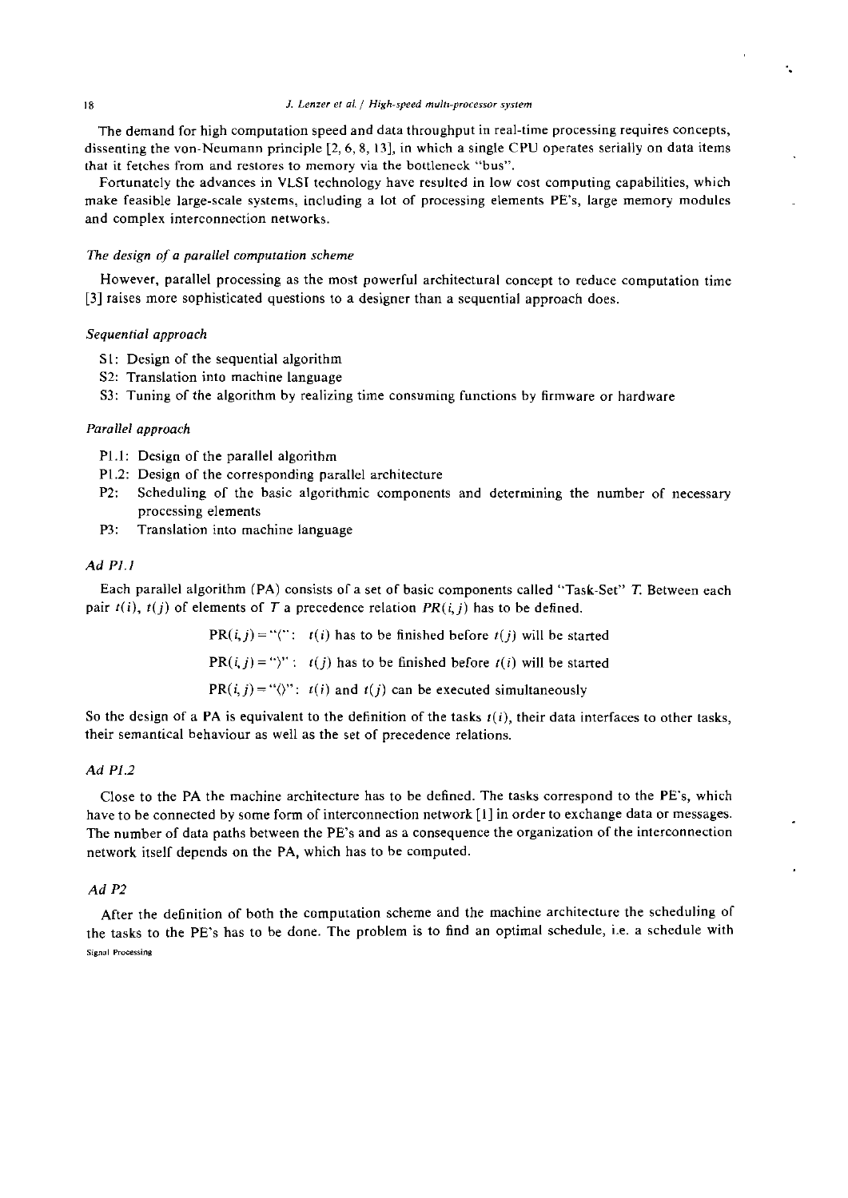The demand for high computation speed and data throughput in real-time processing requires concepts, dissenting the von-Neumann principle [2, 6, 8, 13], in which a single CPU operates serially on data items that it fetches from and restores to memory via the bottleneck "bus".

Fortunately the advances in VLSI technology have resulted in low cost computing capabilities, which make feasible large-scale systems, including a lot of processing elements PE's, large memory modules and complex interconnection networks.

### *The design of a parallel computation scheme*

However, parallel processing as the most powerful architectural concept to reduce computation time [3] raises more sophisticated questions to a designer than a sequential approach does.

#### *Sequential approach*

- S1: Design of the sequential algorithm
- S2: Translation into machine language
- S3: Tuning of the algorithm by realizing time consuming functions by firmware or hardware

#### *Parallel approach*

- P1.1: Design of the parallel algorithm
- P1.2: Design of the corresponding parallel architecture
- P2: Scheduling of the basic algorithmic components and determining the number of necessary processing elements
- P3: Translation into machine language

#### *Ad P1.1*

Each parallel algorithm (PA) consists of a set of basic components called "Task-Set" $T$. Between each pair $t(i)$, $t(j)$ of elements of $T$ a precedence relation $PR(i,j)$ has to be defined.

$\mathrm{PR}(i,j) = \text{"("}$: $t(i)$ has to be finished before $t(j)$ will be started

$\mathrm{PR}(i,j) = \text{")"}$: $t(j)$ has to be finished before $t(i)$ will be started

$\mathrm{PR}(i,j) = \text{"()"}$: $t(i)$ and $t(j)$ can be executed simultaneously

So the design of a PA is equivalent to the definition of the tasks $t(i)$, their data interfaces to other tasks, their semantical behaviour as well as the set of precedence relations.

#### *Ad P1.2*

Close to the PA the machine architecture has to be defined. The tasks correspond to the PE's, which have to be connected by some form of interconnection network [1] in order to exchange data or messages. The number of data paths between the PE's and as a consequence the organization of the interconnection network itself depends on the PA, which has to be computed.

#### *Ad P2*

After the definition of both the computation scheme and the machine architecture the scheduling of the tasks to the PE's has to be done. The problem is to find an optimal schedule, i.e. a schedule with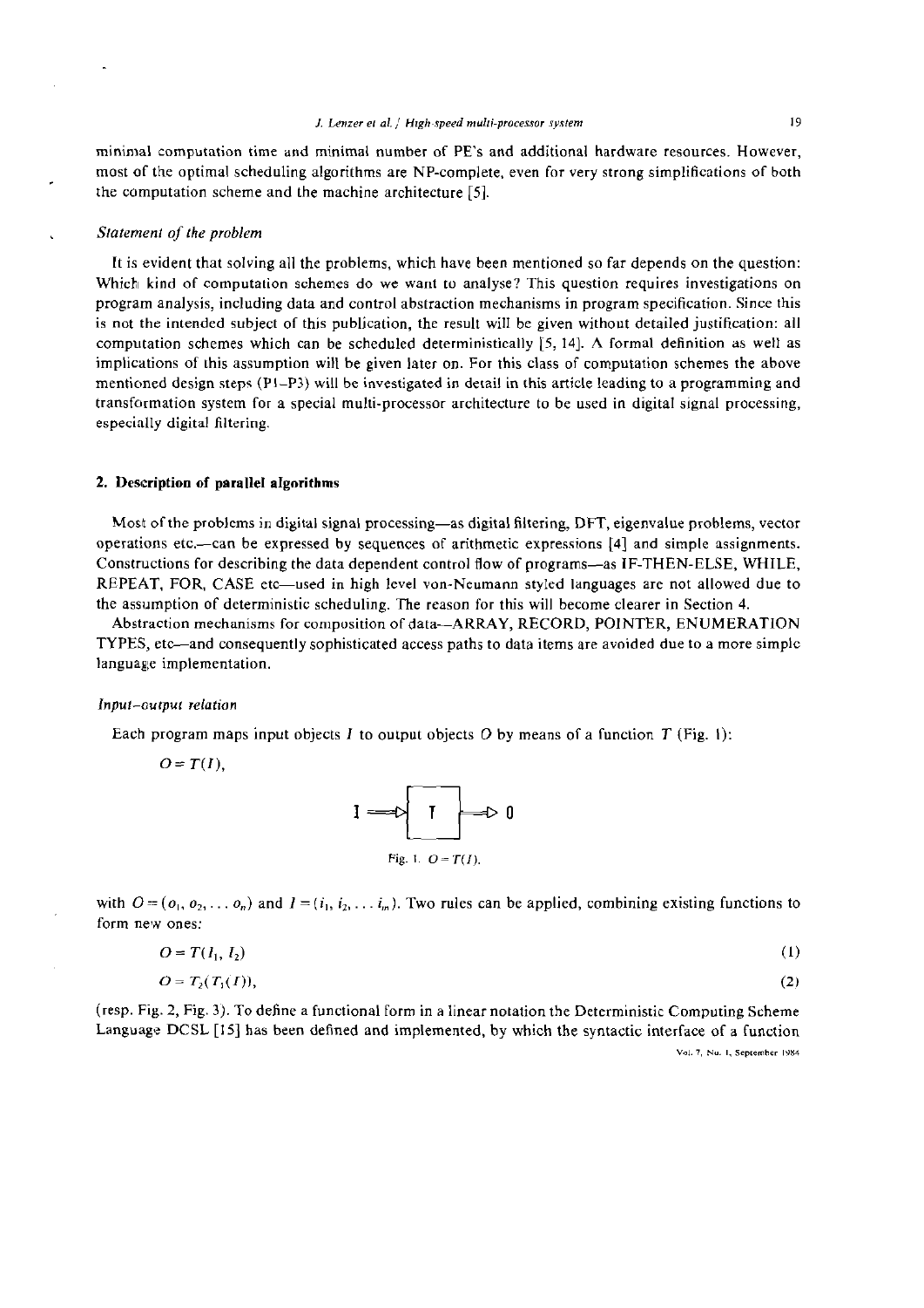minimal computation time and minimal number of PE's and additional hardware resources. However, most of the optimal scheduling algorithms are NP-complete, even for very strong simplifications of both the computation scheme and the machine architecture [5].

*Statement of the problem*

It is evident that solving all the problems, which have been mentioned so far depends on the question: Which kind of computation schemes do we want to analyse? This question requires investigations on program analysis, including data and control abstraction mechanisms in program specification. Since this is not the intended subject of this publication, the result will be given without detailed justification: all computation schemes which can be scheduled deterministically [5, 14]. A formal definition as well as implications of this assumption will be given later on. For this class of computation schemes the above mentioned design steps (P1–P3) will be investigated in detail in this article leading to a programming and transformation system for a special multi-processor architecture to be used in digital signal processing, especially digital filtering.

## 2. Description of parallel algorithms

Most of the problems in digital signal processing—as digital filtering, DFT, eigenvalue problems, vector operations etc.—can be expressed by sequences of arithmetic expressions [4] and simple assignments. Constructions for describing the data dependent control flow of programs—as IF-THEN-ELSE, WHILE, REPEAT, FOR, CASE etc—used in high level von-Neumann styled languages are not allowed due to the assumption of deterministic scheduling. The reason for this will become clearer in Section 4.

Abstraction mechanisms for composition of data—ARRAY, RECORD, POINTER, ENUMERATION TYPES, etc—and consequently sophisticated access paths to data items are avoided due to a more simple language implementation.

*Input–output relation*

Each program maps input objects $I$ to output objects $O$ by means of a function $T$ (Fig. 1):

$O = T(I)$,

Fig. 1. $O = T(I)$.

with $O = (o_1, o_2, \ldots o_n)$ and $I = (i_1, i_2, \ldots i_m)$. Two rules can be applied, combining existing functions to form new ones:

$$O = T(I_1, I_2) \tag{1}$$

$$O = T_2(T_1(I)), \tag{2}$$

(resp. Fig. 2, Fig. 3). To define a functional form in a linear notation the Deterministic Computing Scheme Language DCSL [15] has been defined and implemented, by which the syntactic interface of a function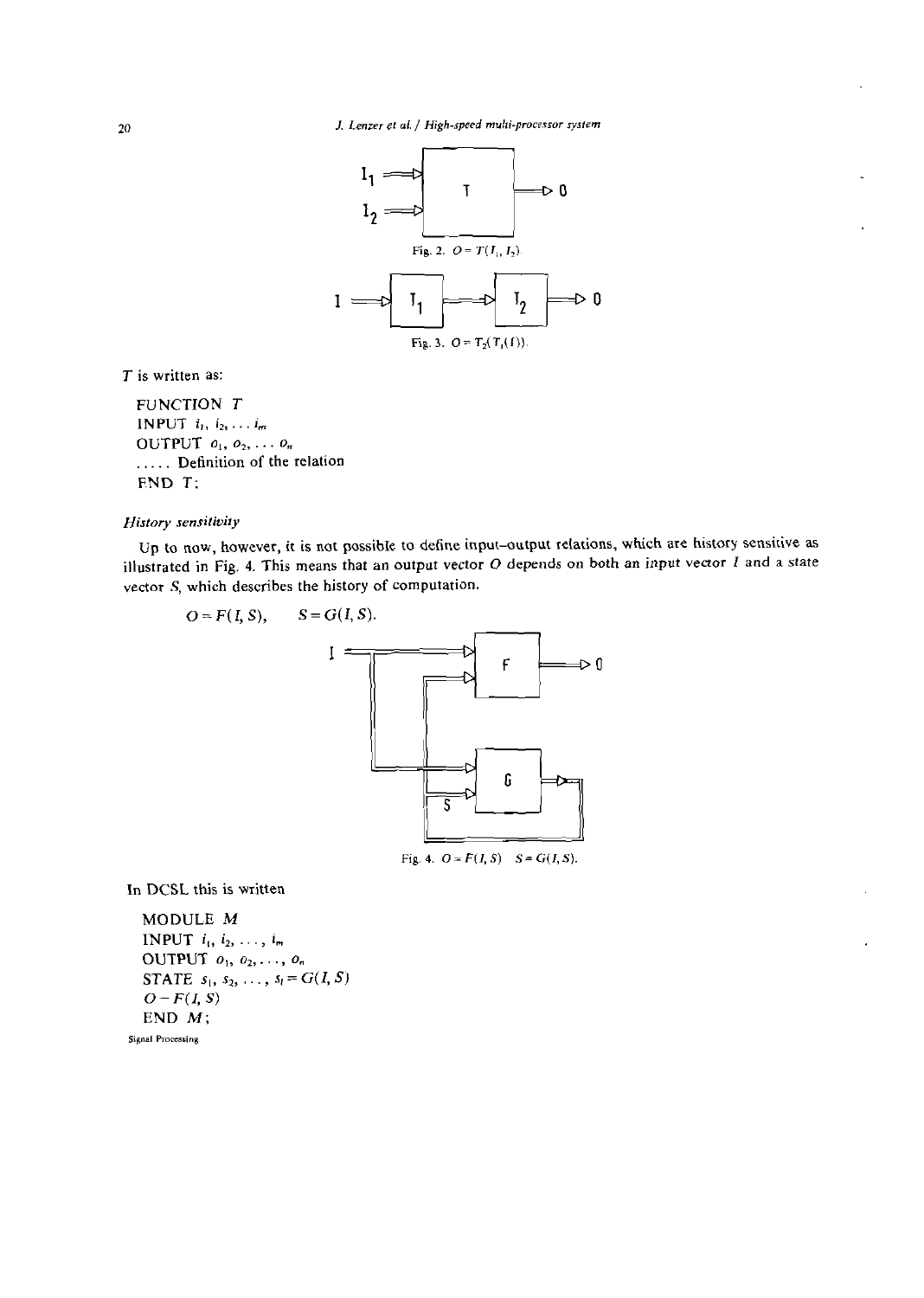Fig. 2. $O = T(I_1, I_2)$.

Fig. 3. $O = T_2(T_1(I))$.

$T$ is written as:

```
FUNCTION T
INPUT i1, i2, ... im
OUTPUT o1, o2, ... on
..... Definition of the relation
END T;
```

*History sensitivity*

Up to now, however, it is not possible to define input–output relations, which are history sensitive as illustrated in Fig. 4. This means that an output vector $O$ depends on both an input vector $I$ and a state vector $S$, which describes the history of computation.

$$O = F(I, S), \qquad S = G(I, S).$$

Fig. 4. $O = F(I, S)$ $S = G(I, S)$.

In DCSL this is written

```
MODULE M
INPUT i1, i2, ..., im
OUTPUT o1, o2, ..., on
STATE s1, s2, ..., sl = G(I, S)
O - F(I, S)
END M;
```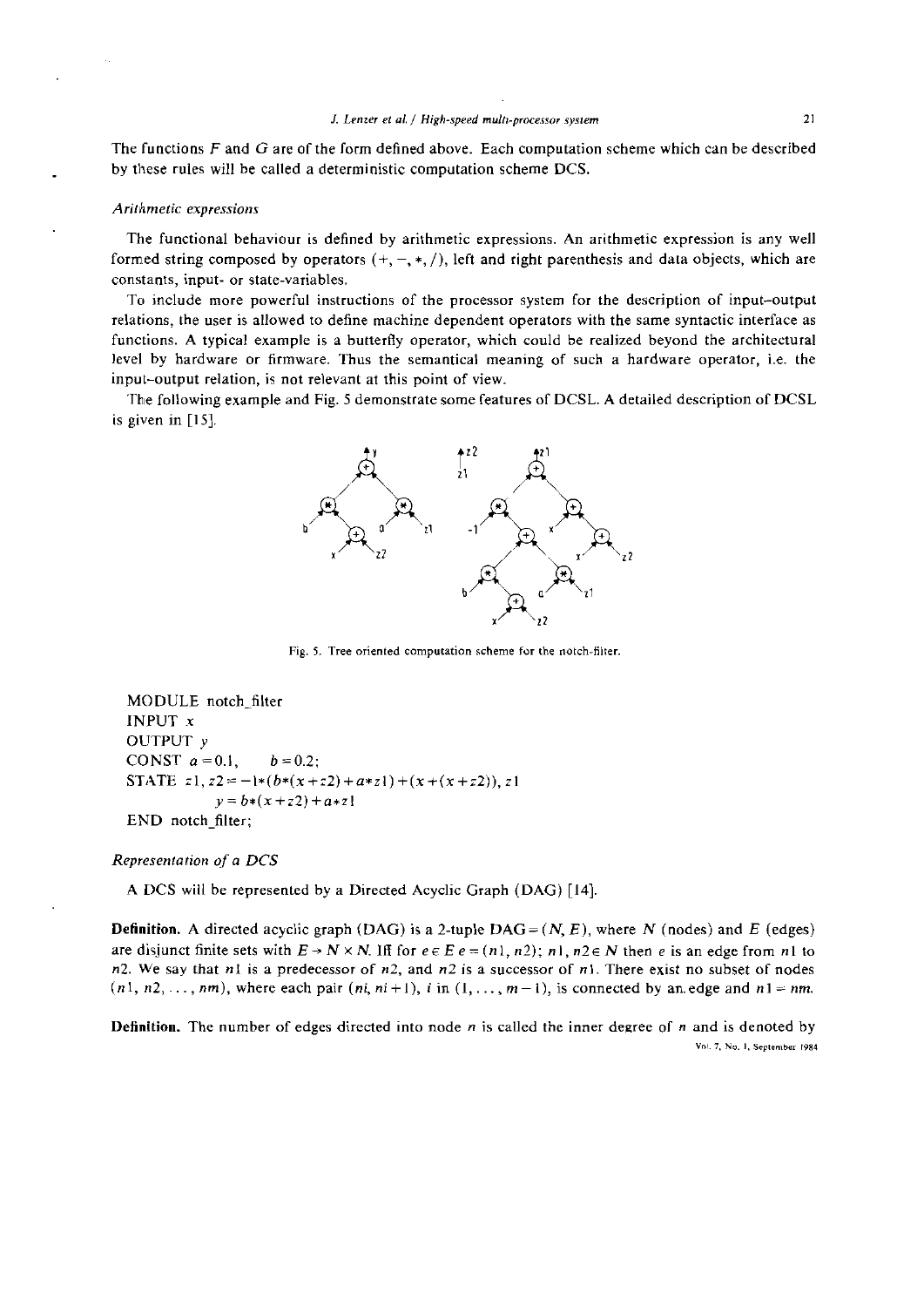The functions $F$ and $G$ are of the form defined above. Each computation scheme which can be described by these rules will be called a deterministic computation scheme DCS.

*Arithmetic expressions*

The functional behaviour is defined by arithmetic expressions. An arithmetic expression is any well formed string composed by operators (+, −, *, /), left and right parenthesis and data objects, which are constants, input- or state-variables.

To include more powerful instructions of the processor system for the description of input–output relations, the user is allowed to define machine dependent operators with the same syntactic interface as functions. A typical example is a butterfly operator, which could be realized beyond the architectural level by hardware or firmware. Thus the semantical meaning of such a hardware operator, i.e. the input–output relation, is not relevant at this point of view.

The following example and Fig. 5 demonstrate some features of DCSL. A detailed description of DCSL is given in [15].

Fig. 5. Tree oriented computation scheme for the notch-filter.

```
MODULE notch_filter
INPUT x
OUTPUT y
CONST a = 0.1,    b = 0.2;
STATE z1, z2 = −1*(b*(x + z2) + a*z1) + (x + (x + z2)), z1
          y = b*(x + z2) + a*z1
END notch_filter;
```

*Representation of a DCS*

A DCS will be represented by a Directed Acyclic Graph (DAG) [14].

**Definition.** A directed acyclic graph (DAG) is a 2-tuple DAG = $(N, E)$, where $N$ (nodes) and $E$ (edges) are disjunct finite sets with $E \to N \times N$. Iff for $e \in E$ $e = (n1, n2)$; $n1, n2 \in N$ then $e$ is an edge from $n1$ to $n2$. We say that $n1$ is a predecessor of $n2$, and $n2$ is a successor of $n1$. There exist no subset of nodes $(n1, n2, \ldots, nm)$, where each pair $(ni, ni+1)$, $i$ in $(1, \ldots, m-1)$, is connected by an edge and $n1 = nm$.

**Definition.** The number of edges directed into node $n$ is called the inner degree of $n$ and is denoted by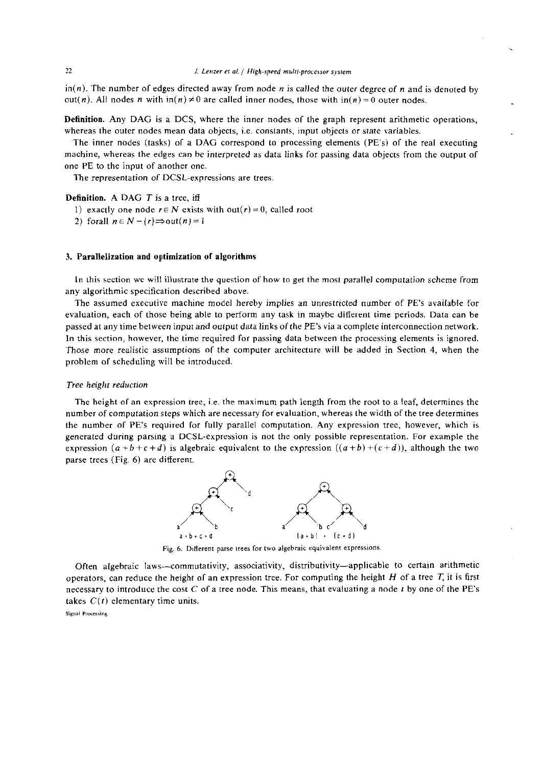$\text{in}(n)$. The number of edges directed away from node $n$ is called the outer degree of $n$ and is denoted by $\text{out}(n)$. All nodes $n$ with $\text{in}(n) \neq 0$ are called inner nodes, those with $\text{in}(n) = 0$ outer nodes.

**Definition.** Any DAG is a DCS, where the inner nodes of the graph represent arithmetic operations, whereas the outer nodes mean data objects, i.e. constants, input objects or state variables.

The inner nodes (tasks) of a DAG correspond to processing elements (PE's) of the real executing machine, whereas the edges can be interpreted as data links for passing data objects from the output of one PE to the input of another one.

The representation of DCSL-expressions are trees.

**Definition.** A DAG $T$ is a tree, iff

1) exactly one node $r \in N$ exists with $\text{out}(r) = 0$, called root
2) forall $n \in N - \{r\} \Rightarrow \text{out}(n) = 1$

## 3. Parallelization and optimization of algorithms

In this section we will illustrate the question of how to get the most parallel computation scheme from any algorithmic specification described above.

The assumed executive machine model hereby implies an unrestricted number of PE's available for evaluation, each of those being able to perform any task in maybe different time periods. Data can be passed at any time between input and output data links of the PE's via a complete interconnection network. In this section, however, the time required for passing data between the processing elements is ignored. Those more realistic assumptions of the computer architecture will be added in Section 4, when the problem of scheduling will be introduced.

### *Tree height reduction*

The height of an expression tree, i.e. the maximum path length from the root to a leaf, determines the number of computation steps which are necessary for evaluation, whereas the width of the tree determines the number of PE's required for fully parallel computation. Any expression tree, however, which is generated during parsing a DCSL-expression is not the only possible representation. For example the expression $(a+b+c+d)$ is algebraic equivalent to the expression $((a+b)+(c+d))$, although the two parse trees (Fig. 6) are different.

Fig. 6. Different parse trees for two algebraic equivalent expressions.

Often algebraic laws—commutativity, associativity, distributivity—applicable to certain arithmetic operators, can reduce the height of an expression tree. For computing the height $H$ of a tree $T$, it is first necessary to introduce the cost $C$ of a tree node. This means, that evaluating a node $t$ by one of the PE's takes $C(t)$ elementary time units.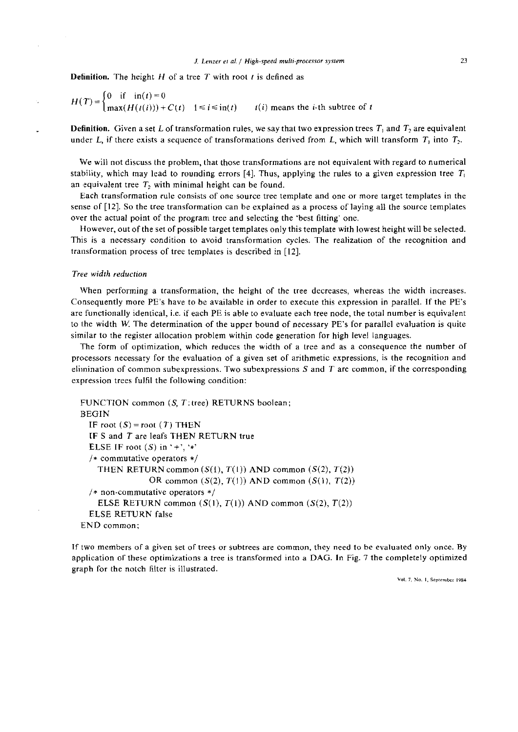**Definition.** The height $H$ of a tree $T$ with root $t$ is defined as

$$H(T) = \begin{cases} 0 & \text{if } \operatorname{in}(t) = 0 \\ \max(H(t(i))) + C(t) & 1 \leq i \leq \operatorname{in}(t) \qquad t(i) \text{ means the } i\text{-th subtree of } t \end{cases}$$

**Definition.** Given a set $L$ of transformation rules, we say that two expression trees $T_1$ and $T_2$ are equivalent under $L$, if there exists a sequence of transformations derived from $L$, which will transform $T_1$ into $T_2$.

We will not discuss the problem, that those transformations are not equivalent with regard to numerical stability, which may lead to rounding errors [4]. Thus, applying the rules to a given expression tree $T_1$ an equivalent tree $T_2$ with minimal height can be found.

Each transformation rule consists of one source tree template and one or more target templates in the sense of [12]. So the tree transformation can be explained as a process of laying all the source templates over the actual point of the program tree and selecting the 'best fitting' one.

However, out of the set of possible target templates only this template with lowest height will be selected. This is a necessary condition to avoid transformation cycles. The realization of the recognition and transformation process of tree templates is described in [12].

*Tree width reduction*

When performing a transformation, the height of the tree decreases, whereas the width increases. Consequently more PE's have to be available in order to execute this expression in parallel. If the PE's are functionally identical, i.e. if each PE is able to evaluate each tree node, the total number is equivalent to the width $W$. The determination of the upper bound of necessary PE's for parallel evaluation is quite similar to the register allocation problem within code generation for high level languages.

The form of optimization, which reduces the width of a tree and as a consequence the number of processors necessary for the evaluation of a given set of arithmetic expressions, is the recognition and elimination of common subexpressions. Two subexpressions $S$ and $T$ are common, if the corresponding expression trees fulfil the following condition:

```
FUNCTION common (S, T:tree) RETURNS boolean;
BEGIN
  IF root (S) = root (T) THEN
  IF S and T are leafs THEN RETURN true
  ELSE IF root (S) in '+', '*'
  /* commutative operators */
    THEN RETURN common (S(1), T(1)) AND common (S(2), T(2))
               OR common (S(2), T(1)) AND common (S(1), T(2))
  /* non-commutative operators */
    ELSE RETURN common (S(1), T(1)) AND common (S(2), T(2))
  ELSE RETURN false
END common;
```

If two members of a given set of trees or subtrees are common, they need to be evaluated only once. By application of these optimizations a tree is transformed into a DAG. In Fig. 7 the completely optimized graph for the notch filter is illustrated.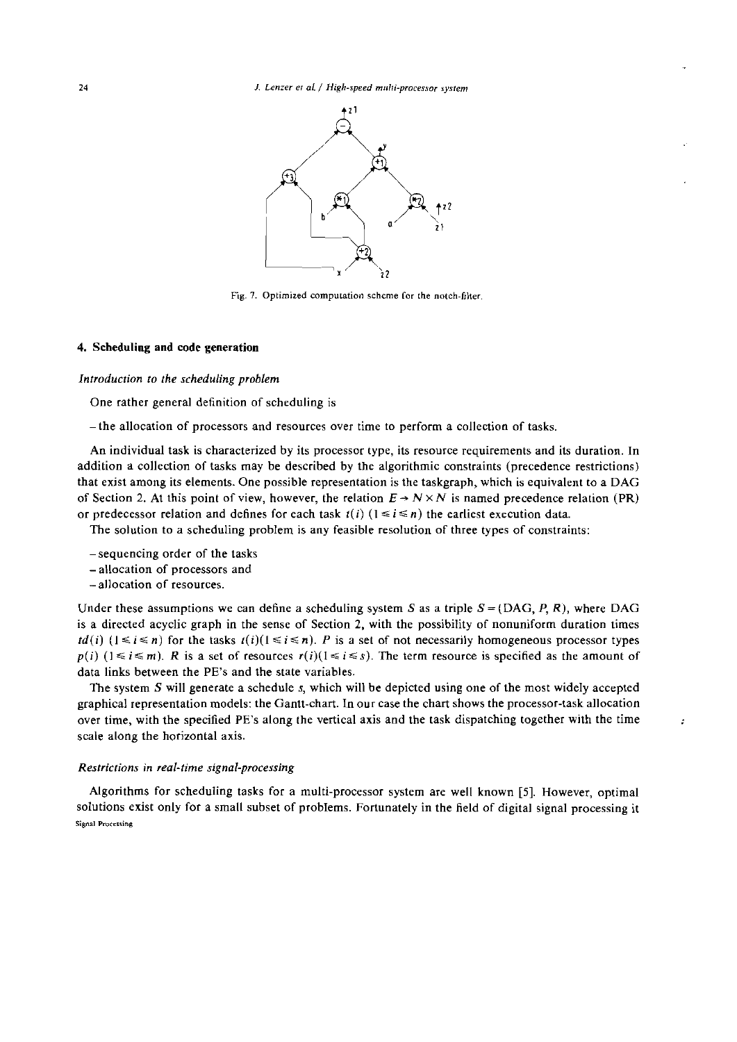Fig. 7. Optimized computation scheme for the notch-filter.

## 4. Scheduling and code generation

*Introduction to the scheduling problem*

One rather general definition of scheduling is

– the allocation of processors and resources over time to perform a collection of tasks.

An individual task is characterized by its processor type, its resource requirements and its duration. In addition a collection of tasks may be described by the algorithmic constraints (precedence restrictions) that exist among its elements. One possible representation is the taskgraph, which is equivalent to a DAG of Section 2. At this point of view, however, the relation $E \to N \times N$ is named precedence relation (PR) or predecessor relation and defines for each task $t(i)$ $(1 \leq i \leq n)$ the earliest execution data.

The solution to a scheduling problem is any feasible resolution of three types of constraints:

– sequencing order of the tasks
– allocation of processors and
– allocation of resources.

Under these assumptions we can define a scheduling system $S$ as a triple $S = (\text{DAG}, P, R)$, where DAG is a directed acyclic graph in the sense of Section 2, with the possibility of nonuniform duration times $td(i)$ $(1 \leq i \leq n)$ for the tasks $t(i)(1 \leq i \leq n)$. $P$ is a set of not necessarily homogeneous processor types $p(i)$ $(1 \leq i \leq m)$. $R$ is a set of resources $r(i)(1 \leq i \leq s)$. The term resource is specified as the amount of data links between the PE's and the state variables.

The system $S$ will generate a schedule $s$, which will be depicted using one of the most widely accepted graphical representation models: the Gantt-chart. In our case the chart shows the processor-task allocation over time, with the specified PE's along the vertical axis and the task dispatching together with the time scale along the horizontal axis.

*Restrictions in real-time signal-processing*

Algorithms for scheduling tasks for a multi-processor system are well known [5]. However, optimal solutions exist only for a small subset of problems. Fortunately in the field of digital signal processing it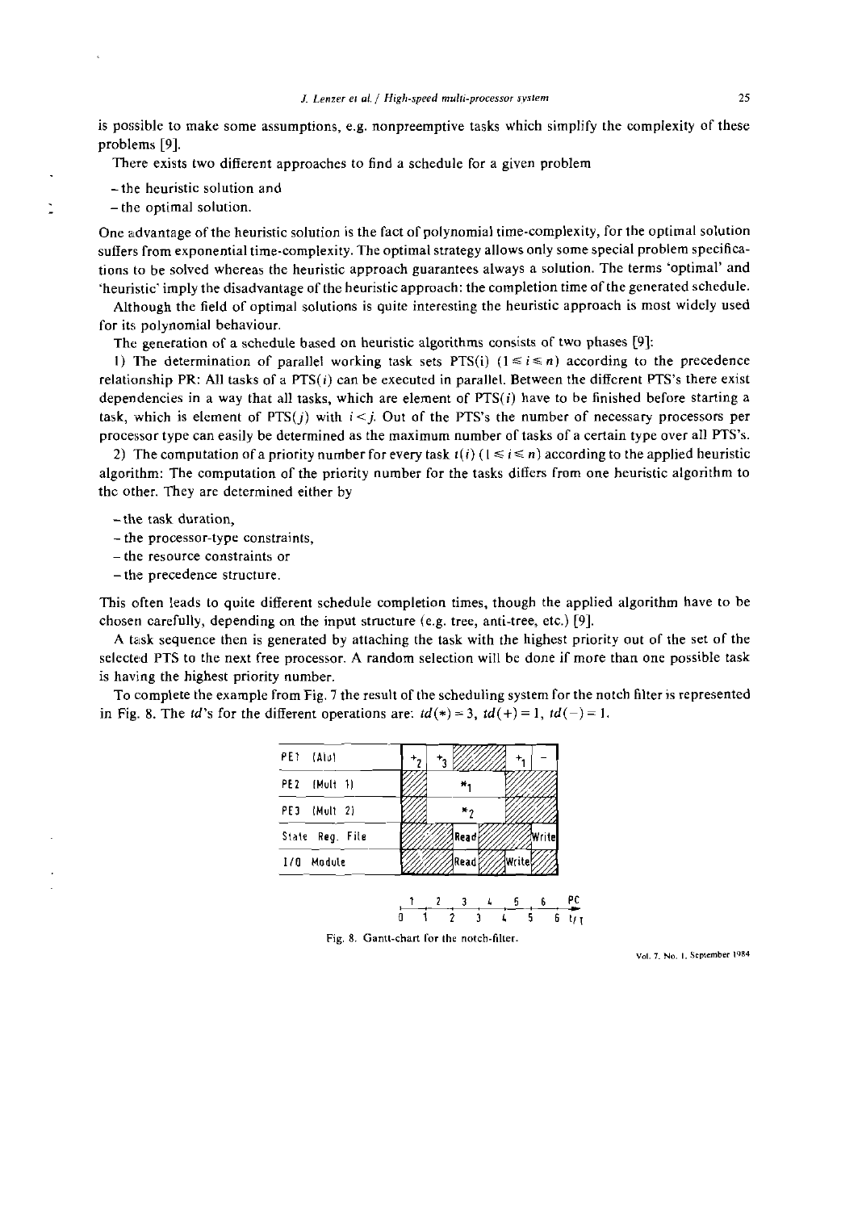is possible to make some assumptions, e.g. nonpreemptive tasks which simplify the complexity of these problems [9].

There exists two different approaches to find a schedule for a given problem

- the heuristic solution and
- the optimal solution.

One advantage of the heuristic solution is the fact of polynomial time-complexity, for the optimal solution suffers from exponential time-complexity. The optimal strategy allows only some special problem specifications to be solved whereas the heuristic approach guarantees always a solution. The terms 'optimal' and 'heuristic' imply the disadvantage of the heuristic approach: the completion time of the generated schedule.

Although the field of optimal solutions is quite interesting the heuristic approach is most widely used for its polynomial behaviour.

The generation of a schedule based on heuristic algorithms consists of two phases [9]:

1) The determination of parallel working task sets PTS(i) ($1 \leq i \leq n$) according to the precedence relationship PR: All tasks of a PTS($i$) can be executed in parallel. Between the different PTS's there exist dependencies in a way that all tasks, which are element of PTS($i$) have to be finished before starting a task, which is element of PTS($j$) with $i < j$. Out of the PTS's the number of necessary processors per processor type can easily be determined as the maximum number of tasks of a certain type over all PTS's.

2) The computation of a priority number for every task $t(i)$ ($1 \leq i \leq n$) according to the applied heuristic algorithm: The computation of the priority number for the tasks differs from one heuristic algorithm to the other. They are determined either by

- the task duration,
- the processor-type constraints,
- the resource constraints or
- the precedence structure.

This often leads to quite different schedule completion times, though the applied algorithm have to be chosen carefully, depending on the input structure (e.g. tree, anti-tree, etc.) [9].

A task sequence then is generated by attaching the task with the highest priority out of the set of the selected PTS to the next free processor. A random selection will be done if more than one possible task is having the highest priority number.

To complete the example from Fig. 7 the result of the scheduling system for the notch filter is represented in Fig. 8. The *td*'s for the different operations are: $td(*) = 3$, $td(+) = 1$, $td(-) = 1$.

| | 0–1 | 1–2 | 2–3 | 3–4 | 4–5 | 5–6 |
|---|---|---|---|---|---|---|
| PE1 (Alu) | $+_2$ | $+_3$ | | | $+_1$ | $-$ |
| PE2 (Mult 1) | | $*_1$ | $*_1$ | $*_1$ | | |
| PE3 (Mult 2) | | $*_2$ | $*_2$ | $*_2$ | | |
| State Reg. File | | | Read | | | Write |
| I/O Module | | | Read | | Write | |

PC: 1 2 3 4 5 6; $t/\tau$: 0 1 2 3 4 5 6

Fig. 8. Gantt-chart for the notch-filter.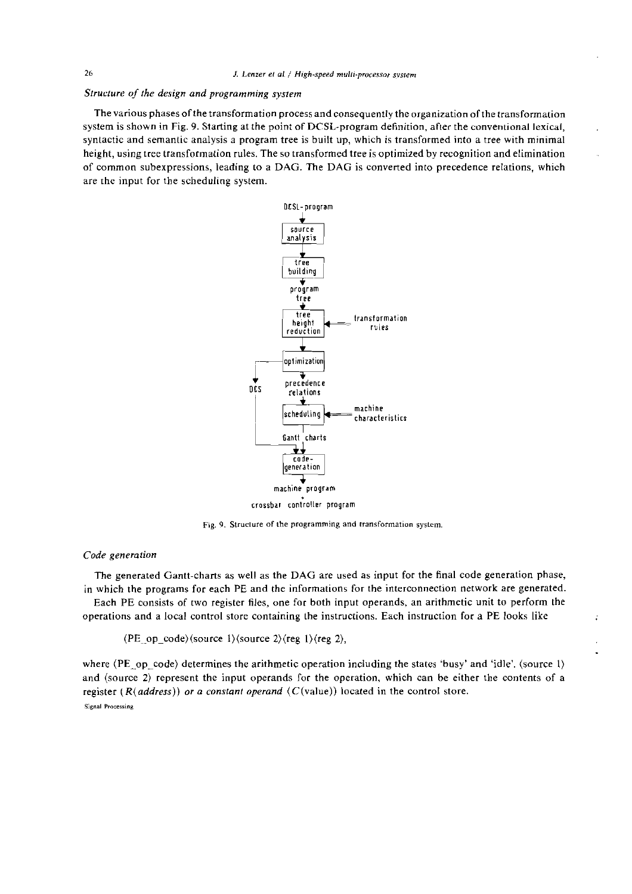*Structure of the design and programming system*

The various phases of the transformation process and consequently the organization of the transformation system is shown in Fig. 9. Starting at the point of DCSL-program definition, after the conventional lexical, syntactic and semantic analysis a program tree is built up, which is transformed into a tree with minimal height, using tree transformation rules. The so transformed tree is optimized by recognition and elimination of common subexpressions, leading to a DAG. The DAG is converted into precedence relations, which are the input for the scheduling system.

```
DCSL-program
     |
     v
[source analysis]
     |
     v
[tree building]
     |
     v
program tree
     |
     v
[tree height reduction] <== transformation rules
     |
     v
[optimization] ------------+
     |                     |
     v                     v
precedence relations      DCS
     |                     |
     v                     |
[scheduling] <== machine characteristics
     |                     |
Gantt charts               |
     |                     |
     v                     v
[code-generation] <--------+
     |
     v
machine program
+
crossbar controller program
```

Fig. 9. Structure of the programming and transformation system.

*Code generation*

The generated Gantt-charts as well as the DAG are used as input for the final code generation phase, in which the programs for each PE and the informations for the interconnection network are generated.

Each PE consists of two register files, one for both input operands, an arithmetic unit to perform the operations and a local control store containing the instructions. Each instruction for a PE looks like

⟨PE_op_code⟩⟨source 1⟩⟨source 2⟩⟨reg 1⟩⟨reg 2⟩,

where ⟨PE_op_code⟩ determines the arithmetic operation including the states 'busy' and 'idle'. ⟨source 1⟩ and ⟨source 2⟩ represent the input operands for the operation, which can be either the contents of a register (*R*(*address*)) *or a constant operand* (*C*(value)) located in the control store.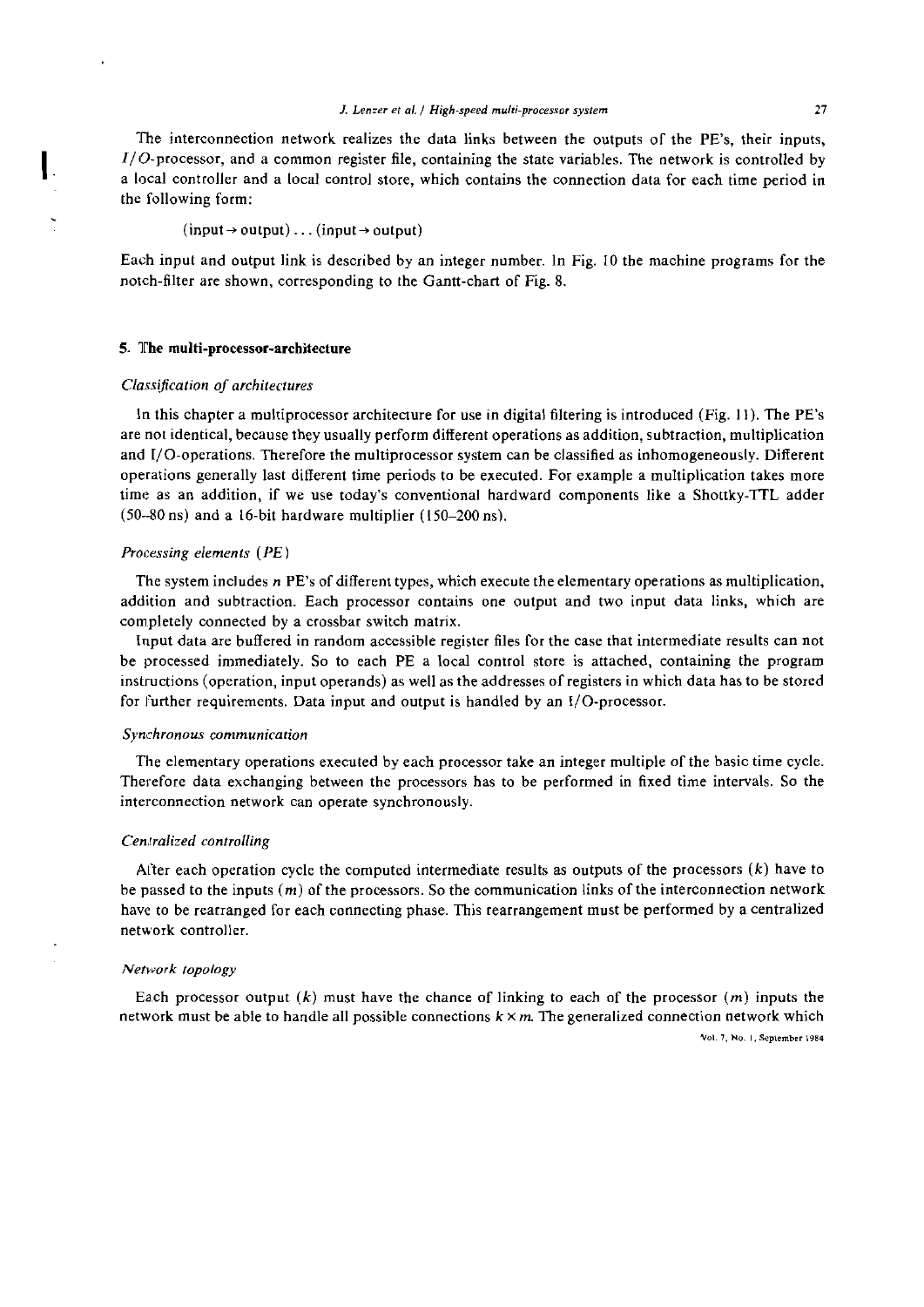The interconnection network realizes the data links between the outputs of the PE's, their inputs, *I/O*-processor, and a common register file, containing the state variables. The network is controlled by a local controller and a local control store, which contains the connection data for each time period in the following form:

$$(\text{input} \rightarrow \text{output}) \ldots (\text{input} \rightarrow \text{output})$$

Each input and output link is described by an integer number. In Fig. 10 the machine programs for the notch-filter are shown, corresponding to the Gantt-chart of Fig. 8.

## 5. The multi-processor-architecture

### *Classification of architectures*

In this chapter a multiprocessor architecture for use in digital filtering is introduced (Fig. 11). The PE's are not identical, because they usually perform different operations as addition, subtraction, multiplication and I/O-operations. Therefore the multiprocessor system can be classified as inhomogeneously. Different operations generally last different time periods to be executed. For example a multiplication takes more time as an addition, if we use today's conventional hardward components like a Shottky-TTL adder (50–80 ns) and a 16-bit hardware multiplier (150–200 ns).

### *Processing elements (PE)*

The system includes $n$ PE's of different types, which execute the elementary operations as multiplication, addition and subtraction. Each processor contains one output and two input data links, which are completely connected by a crossbar switch matrix.

Input data are buffered in random accessible register files for the case that intermediate results can not be processed immediately. So to each PE a local control store is attached, containing the program instructions (operation, input operands) as well as the addresses of registers in which data has to be stored for further requirements. Data input and output is handled by an I/O-processor.

### *Synchronous communication*

The elementary operations executed by each processor take an integer multiple of the basic time cycle. Therefore data exchanging between the processors has to be performed in fixed time intervals. So the interconnection network can operate synchronously.

### *Centralized controlling*

After each operation cycle the computed intermediate results as outputs of the processors ($k$) have to be passed to the inputs ($m$) of the processors. So the communication links of the interconnection network have to be rearranged for each connecting phase. This rearrangement must be performed by a centralized network controller.

### *Network topology*

Each processor output ($k$) must have the chance of linking to each of the processor ($m$) inputs the network must be able to handle all possible connections $k \times m$. The generalized connection network which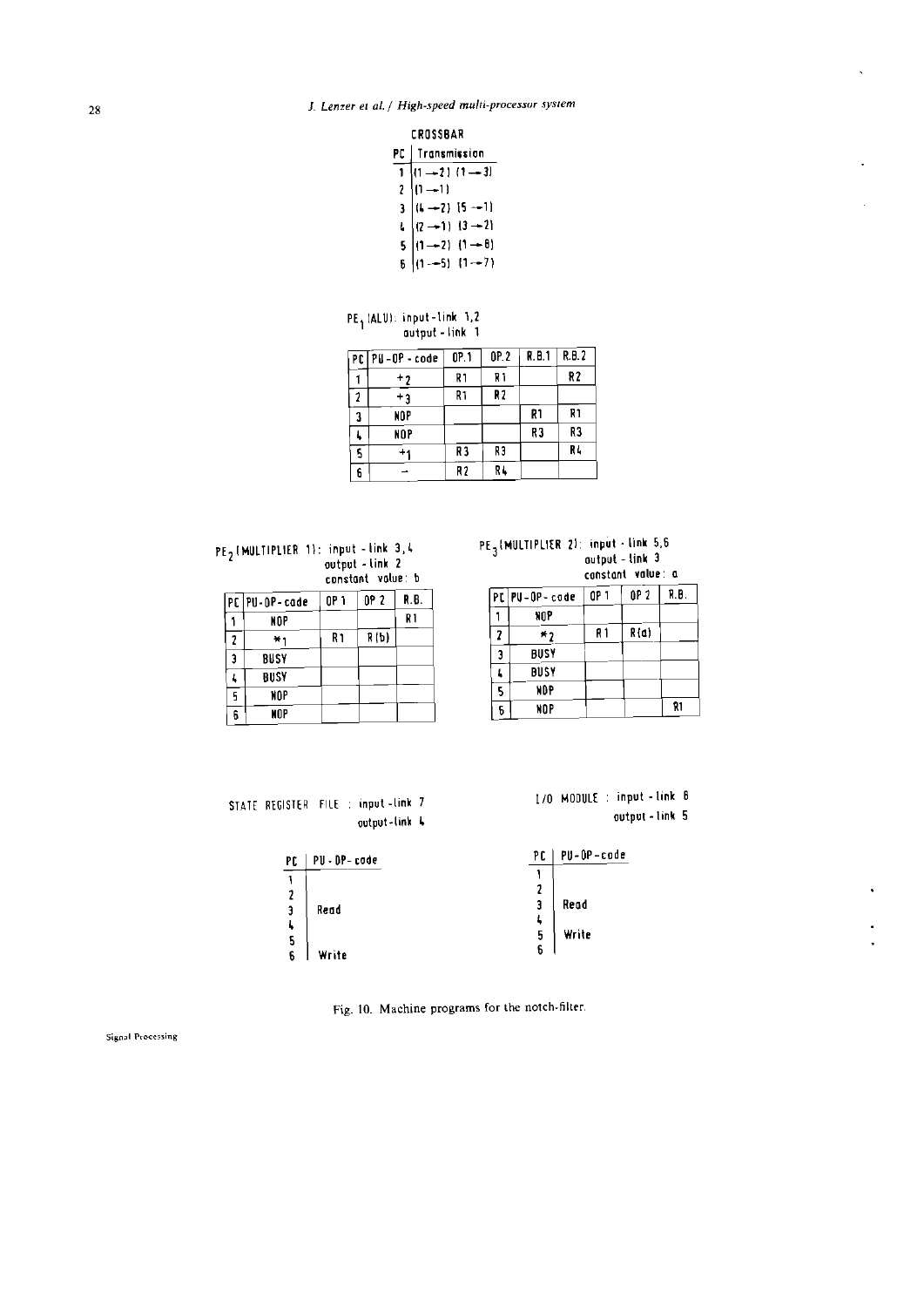**CROSSBAR**

| PC | Transmission |
|---|---|
| 1 | (1 → 2) (1 → 3) |
| 2 | (1 → 1) |
| 3 | (4 → 2) (5 → 1) |
| 4 | (2 → 1) (3 → 2) |
| 5 | (1 → 2) (1 → 8) |
| 6 | (1 → 5) (1 → 7) |

$PE_1$ (ALU): input-link 1,2
output-link 1

| PC | PU-OP-code | OP.1 | OP.2 | R.B.1 | R.B.2 |
|---|---|---|---|---|---|
| 1 | $+_2$ | R1 | R1 | | R2 |
| 2 | $+_3$ | R1 | R2 | | |
| 3 | NOP | | | R1 | R1 |
| 4 | NOP | | | R3 | R3 |
| 5 | $+_1$ | R3 | R3 | | R4 |
| 6 | − | R2 | R4 | | |

$PE_2$ (MULTIPLIER 1): input-link 3,4
output-link 2
constant value: b

| PC | PU-OP-code | OP 1 | OP 2 | R.B. |
|---|---|---|---|---|
| 1 | NOP | | | R1 |
| 2 | $*_1$ | R1 | R(b) | |
| 3 | BUSY | | | |
| 4 | BUSY | | | |
| 5 | NOP | | | |
| 6 | NOP | | | |

$PE_3$ (MULTIPLIER 2): input-link 5,6
output-link 3
constant value: a

| PC | PU-OP-code | OP 1 | OP 2 | R.B. |
|---|---|---|---|---|
| 1 | NOP | | | |
| 2 | $*_2$ | R1 | R(a) | |
| 3 | BUSY | | | |
| 4 | BUSY | | | |
| 5 | NOP | | | |
| 6 | NOP | | | R1 |

STATE REGISTER FILE : input-link 7
output-link 4

| PC | PU-OP-code |
|---|---|
| 1 | |
| 2 | |
| 3 | Read |
| 4 | |
| 5 | |
| 6 | Write |

I/O MODULE : input-link 8
output-link 5

| PC | PU-OP-code |
|---|---|
| 1 | |
| 2 | |
| 3 | Read |
| 4 | |
| 5 | Write |
| 6 | |

Fig. 10. Machine programs for the notch-filter.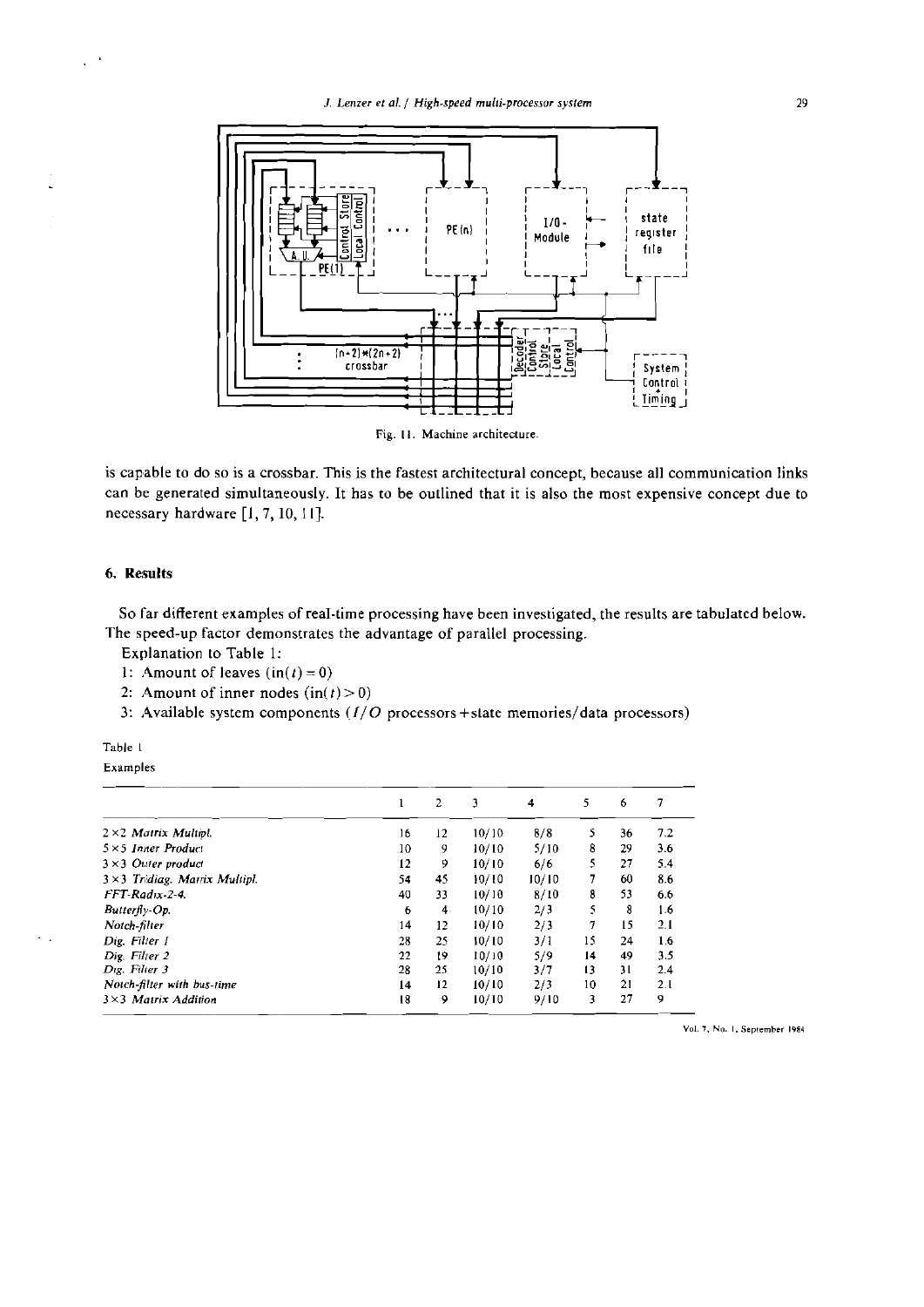Fig. 11. Machine architecture.

is capable to do so is a crossbar. This is the fastest architectural concept, because all communication links can be generated simultaneously. It has to be outlined that it is also the most expensive concept due to necessary hardware [1, 7, 10, 11].

## 6. Results

So far different examples of real-time processing have been investigated, the results are tabulated below. The speed-up factor demonstrates the advantage of parallel processing.

Explanation to Table 1:

1: Amount of leaves ($\text{in}(t) = 0$)

2: Amount of inner nodes ($\text{in}(t) > 0$)

3: Available system components ($I/O$ processors + state memories/data processors)

Table 1

Examples

| | 1 | 2 | 3 | 4 | 5 | 6 | 7 |
|---|---|---|---|---|---|---|---|
| *2×2 Matrix Multipl.* | 16 | 12 | 10/10 | 8/8 | 5 | 36 | 7.2 |
| *5×5 Inner Product* | 10 | 9 | 10/10 | 5/10 | 8 | 29 | 3.6 |
| *3×3 Outer product* | 12 | 9 | 10/10 | 6/6 | 5 | 27 | 5.4 |
| *3×3 Tridiag. Matrix Multipl.* | 54 | 45 | 10/10 | 10/10 | 7 | 60 | 8.6 |
| *FFT-Radix-2-4.* | 40 | 33 | 10/10 | 8/10 | 8 | 53 | 6.6 |
| *Butterfly-Op.* | 6 | 4 | 10/10 | 2/3 | 5 | 8 | 1.6 |
| *Notch-filter* | 14 | 12 | 10/10 | 2/3 | 7 | 15 | 2.1 |
| *Dig. Filter 1* | 28 | 25 | 10/10 | 3/1 | 15 | 24 | 1.6 |
| *Dig. Filter 2* | 22 | 19 | 10/10 | 5/9 | 14 | 49 | 3.5 |
| *Dig. Filter 3* | 28 | 25 | 10/10 | 3/7 | 13 | 31 | 2.4 |
| *Notch-filter with bus-time* | 14 | 12 | 10/10 | 2/3 | 10 | 21 | 2.1 |
| *3×3 Matrix Addition* | 18 | 9 | 10/10 | 9/10 | 3 | 27 | 9 |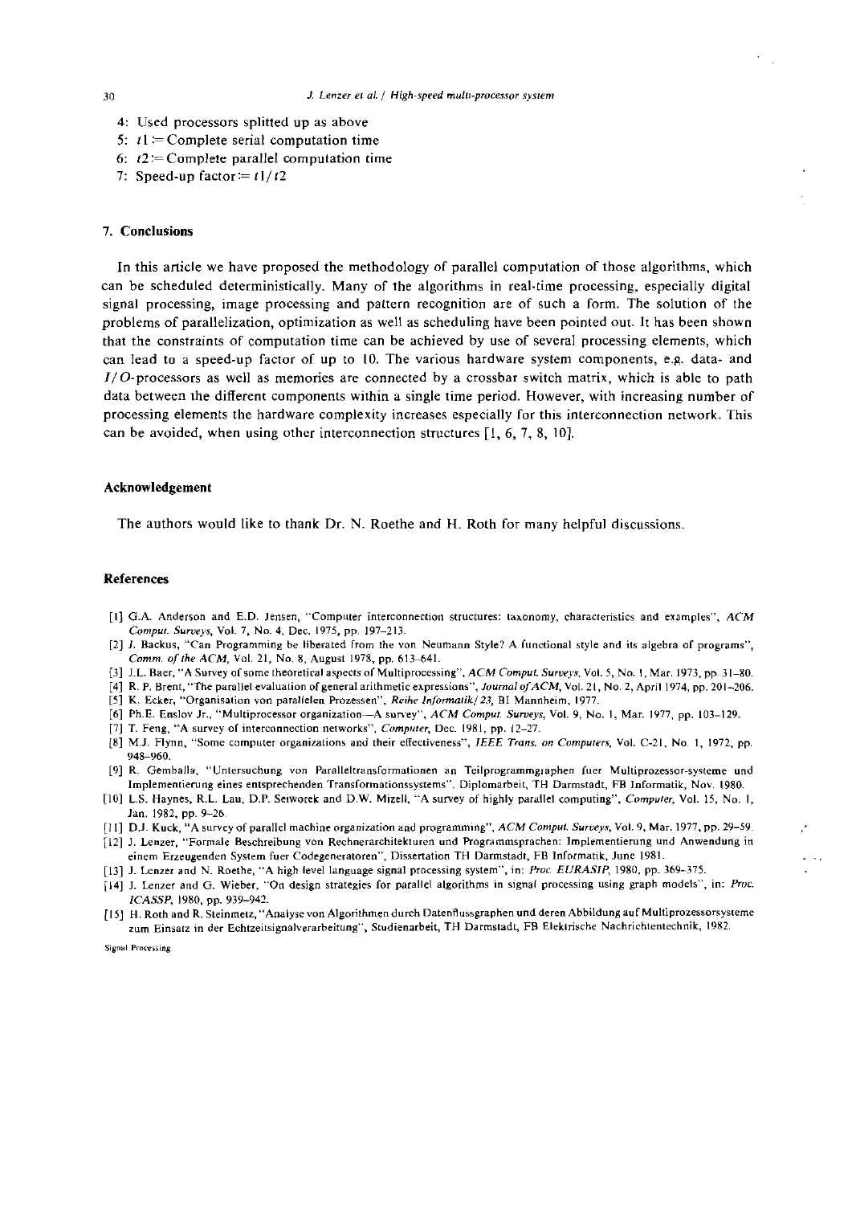4: Used processors splitted up as above

5: $t1 :=$ Complete serial computation time

6: $t2 :=$ Complete parallel computation time

7: Speed-up factor $:= t1/t2$

## 7. Conclusions

In this article we have proposed the methodology of parallel computation of those algorithms, which can be scheduled deterministically. Many of the algorithms in real-time processing, especially digital signal processing, image processing and pattern recognition are of such a form. The solution of the problems of parallelization, optimization as well as scheduling have been pointed out. It has been shown that the constraints of computation time can be achieved by use of several processing elements, which can lead to a speed-up factor of up to 10. The various hardware system components, e.g. data- and $I/O$-processors as well as memories are connected by a crossbar switch matrix, which is able to path data between the different components within a single time period. However, with increasing number of processing elements the hardware complexity increases especially for this interconnection network. This can be avoided, when using other interconnection structures [1, 6, 7, 8, 10].

## Acknowledgement

The authors would like to thank Dr. N. Roethe and H. Roth for many helpful discussions.

## References

[1] G.A. Anderson and E.D. Jensen, "Computer interconnection structures: taxonomy, characteristics and examples", *ACM Comput. Surveys*, Vol. 7, No. 4, Dec. 1975, pp. 197–213.

[2] J. Backus, "Can Programming be liberated from the von Neumann Style? A functional style and its algebra of programs", *Comm. of the ACM*, Vol. 21, No. 8, August 1978, pp. 613–641.

[3] J.L. Baer, "A Survey of some theoretical aspects of Multiprocessing", *ACM Comput. Surveys*, Vol. 5, No. 1, Mar. 1973, pp. 31–80.

[4] R. P. Brent, "The parallel evaluation of general arithmetic expressions", *Journal of ACM*, Vol. 21, No. 2, April 1974, pp. 201–206.

[5] K. Ecker, "Organisation von parallelen Prozessen", *Reihe Informatik/23*, BI Mannheim, 1977.

[6] Ph.E. Enslov Jr., "Multiprocessor organization—A survey", *ACM Comput. Surveys*, Vol. 9, No. 1, Mar. 1977, pp. 103–129.

[7] T. Feng, "A survey of interconnection networks", *Computer*, Dec. 1981, pp. 12–27.

[8] M.J. Flynn, "Some computer organizations and their effectiveness", *IEEE Trans. on Computers*, Vol. C-21, No. 1, 1972, pp. 948–960.

[9] R. Gemballa, "Untersuchung von Paralleltransformationen an Teilprogrammgraphen fuer Multiprozessor-systeme und Implementierung eines entsprechenden Transformationssystems", Diplomarbeit, TH Darmstadt, FB Informatik, Nov. 1980.

[10] L.S. Haynes, R.L. Lau, D.P. Seiworek and D.W. Mizell, "A survey of highly parallel computing", *Computer*, Vol. 15, No. 1, Jan. 1982, pp. 9–26.

[11] D.J. Kuck, "A survey of parallel machine organization and programming", *ACM Comput. Surveys*, Vol. 9, Mar. 1977, pp. 29–59.

[12] J. Lenzer, "Formale Beschreibung von Rechnerarchitekturen und Programmsprachen: Implementierung und Anwendung in einem Erzeugenden System fuer Codegeneratoren", Dissertation TH Darmstadt, FB Informatik, June 1981.

[13] J. Lenzer and N. Roethe, "A high level language signal processing system", in: *Proc. EURASIP*, 1980, pp. 369–375.

[14] J. Lenzer and G. Wieber, "On design strategies for parallel algorithms in signal processing using graph models", in: *Proc. ICASSP*, 1980, pp. 939–942.

[15] H. Roth and R. Steinmetz, "Analyse von Algorithmen durch Datenflussgraphen und deren Abbildung auf Multiprozessorsysteme zum Einsatz in der Echtzeitsignalverarbeitung", Studienarbeit, TH Darmstadt, FB Elektrische Nachrichtentechnik, 1982.